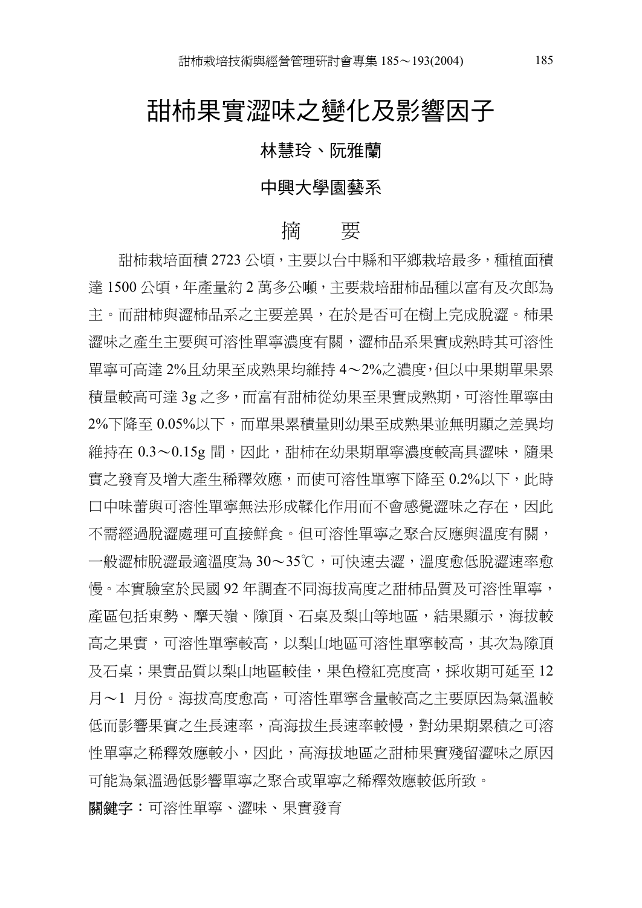# 甜柿果實澀味之變化及影響因子

**林慧玲、阮雅蘭**

**中興大學園藝系**

## 摘　要

甜柿栽培面積 2723 公頃，主要以台中縣和平鄉栽培最多，種植面積達 1500 公頃，年產量約 2 萬多公噸，主要栽培甜柿品種以富有及次郎為主。而甜柿與澀柿品系之主要差異，在於是否可在樹上完成脫澀。柿果澀味之產生主要與可溶性單寧濃度有關，澀柿品系果實成熟時其可溶性單寧可高達 2%且幼果至成熟果均維持 4～2%之濃度，但以中果期單果累積量較高可達 3g 之多，而富有甜柿從幼果至果實成熟期，可溶性單寧由 2%下降至 0.05%以下，而單果累積量則幼果至成熟果並無明顯之差異均維持在 0.3～0.15g 間，因此，甜柿在幼果期單寧濃度較高具澀味，隨果實之發育及增大產生稀釋效應，而使可溶性單寧下降至 0.2%以下，此時口中味蕾與可溶性單寧無法形成鞣化作用而不會感覺澀味之存在，因此不需經過脫澀處理可直接鮮食。但可溶性單寧之聚合反應與溫度有關，一般澀柿脫澀最適溫度為 30～35℃，可快速去澀，溫度愈低脫澀速率愈慢。本實驗室於民國 92 年調查不同海拔高度之甜柿品質及可溶性單寧，產區包括東勢、摩天嶺、隙頂、石桌及梨山等地區，結果顯示，海拔較高之果實，可溶性單寧較高，以梨山地區可溶性單寧較高，其次為隙頂及石桌；果實品質以梨山地區較佳，果色橙紅亮度高，採收期可延至 12 月～1 月份。海拔高度愈高，可溶性單寧含量較高之主要原因為氣溫較低而影響果實之生長速率，高海拔生長速率較慢，對幼果期累積之可溶性單寧之稀釋效應較小，因此，高海拔地區之甜柿果實殘留澀味之原因可能為氣溫過低影響單寧之聚合或單寧之稀釋效應較低所致。

**關鍵字：**可溶性單寧、澀味、果實發育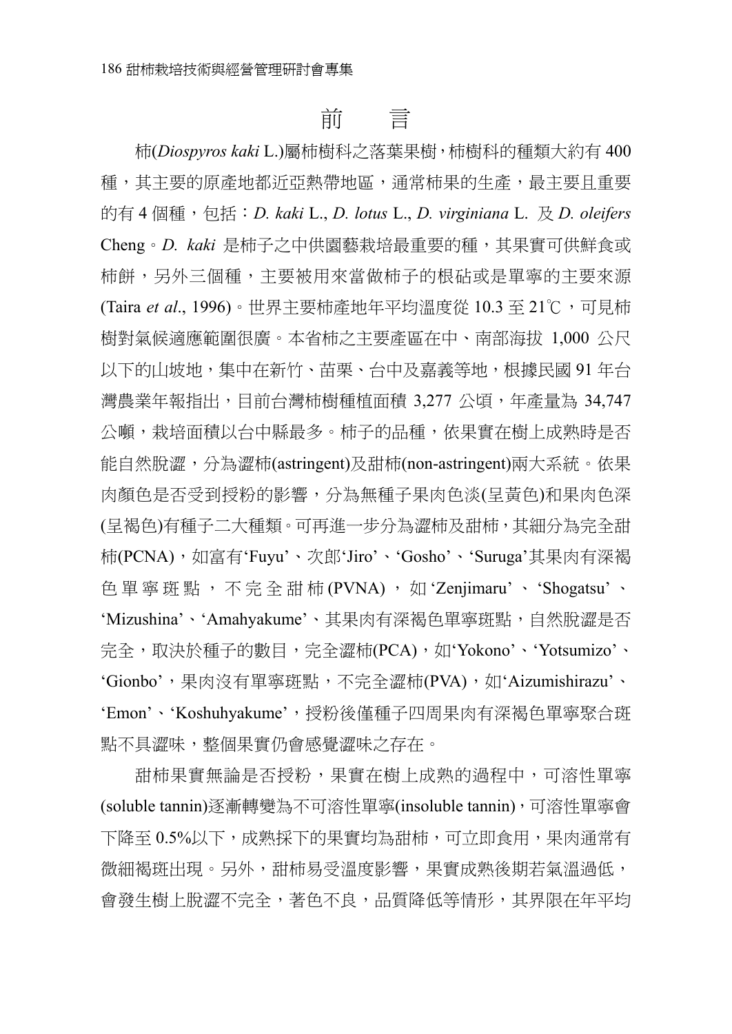# 前　言

柿(*Diospyros kaki* L.)屬柿樹科之落葉果樹，柿樹科的種類大約有 400 種，其主要的原產地都近亞熱帶地區，通常柿果的生產，最主要且重要的有 4 個種，包括：*D. kaki* L., *D. lotus* L., *D. virginiana* L. 及 *D. oleifers* Cheng。*D. kaki* 是柿子之中供園藝栽培最重要的種，其果實可供鮮食或柿餅，另外三個種，主要被用來當做柿子的根砧或是單寧的主要來源(Taira *et al*., 1996)。世界主要柿產地年平均溫度從 10.3 至 21℃，可見柿樹對氣候適應範圍很廣。本省柿之主要產區在中、南部海拔 1,000 公尺以下的山坡地，集中在新竹、苗栗、台中及嘉義等地，根據民國 91 年台灣農業年報指出，目前台灣柿樹種植面積 3,277 公頃，年產量為 34,747 公噸，栽培面積以台中縣最多。柿子的品種，依果實在樹上成熟時是否能自然脫澀，分為澀柿(astringent)及甜柿(non-astringent)兩大系統。依果肉顏色是否受到授粉的影響，分為無種子果肉色淡(呈黃色)和果肉色深(呈褐色)有種子二大種類。可再進一步分為澀柿及甜柿，其細分為完全甜柿(PCNA)，如富有'Fuyu'、次郎'Jiro'、'Gosho'、'Suruga'其果肉有深褐色單寧斑點，不完全甜柿(PVNA)，如'Zenjimaru'、'Shogatsu'、'Mizushina'、'Amahyakume'、其果肉有深褐色單寧斑點，自然脫澀是否完全，取決於種子的數目，完全澀柿(PCA)，如'Yokono'、'Yotsumizo'、'Gionbo'，果肉沒有單寧斑點，不完全澀柿(PVA)，如'Aizumishirazu'、'Emon'、'Koshuhyakume'，授粉後僅種子四周果肉有深褐色單寧聚合斑點不具澀味，整個果實仍會感覺澀味之存在。

甜柿果實無論是否授粉，果實在樹上成熟的過程中，可溶性單寧(soluble tannin)逐漸轉變為不可溶性單寧(insoluble tannin)，可溶性單寧會下降至 0.5%以下，成熟採下的果實均為甜柿，可立即食用，果肉通常有微細褐斑出現。另外，甜柿易受溫度影響，果實成熟後期若氣溫過低，會發生樹上脫澀不完全，著色不良，品質降低等情形，其界限在年平均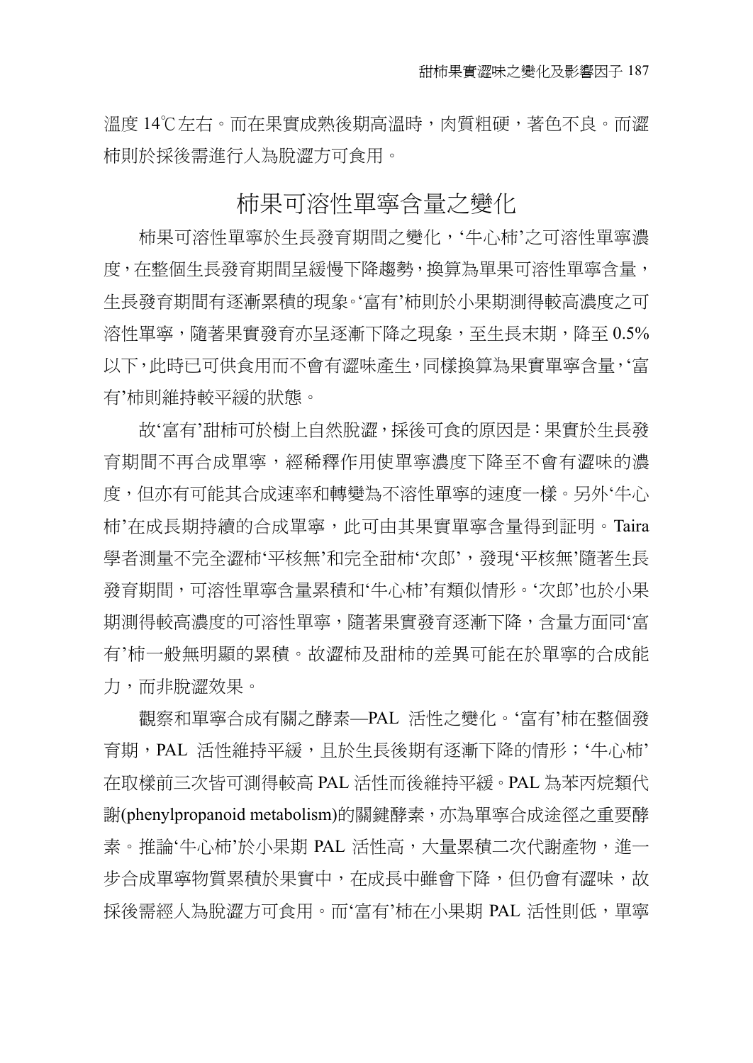溫度 14℃左右。而在果實成熟後期高溫時，肉質粗硬，著色不良。而澀柿則於採後需進行人為脫澀方可食用。

## 柿果可溶性單寧含量之變化

柿果可溶性單寧於生長發育期間之變化，‘牛心柿’之可溶性單寧濃度，在整個生長發育期間呈緩慢下降趨勢，換算為單果可溶性單寧含量，生長發育期間有逐漸累積的現象。‘富有’柿則於小果期測得較高濃度之可溶性單寧，隨著果實發育亦呈逐漸下降之現象，至生長末期，降至 0.5%以下，此時已可供食用而不會有澀味產生，同樣換算為果實單寧含量，‘富有’柿則維持較平緩的狀態。

故‘富有’甜柿可於樹上自然脫澀，採後可食的原因是：果實於生長發育期間不再合成單寧，經稀釋作用使單寧濃度下降至不會有澀味的濃度，但亦有可能其合成速率和轉變為不溶性單寧的速度一樣。另外‘牛心柿’在成長期持續的合成單寧，此可由其果實單寧含量得到証明。Taira 學者測量不完全澀柿‘平核無’和完全甜柿‘次郎’，發現‘平核無’隨著生長發育期間，可溶性單寧含量累積和‘牛心柿’有類似情形。‘次郎’也於小果期測得較高濃度的可溶性單寧，隨著果實發育逐漸下降，含量方面同‘富有’柿一般無明顯的累積。故澀柿及甜柿的差異可能在於單寧的合成能力，而非脫澀效果。

觀察和單寧合成有關之酵素—PAL 活性之變化。‘富有’柿在整個發育期，PAL 活性維持平緩，且於生長後期有逐漸下降的情形；‘牛心柿’在取樣前三次皆可測得較高 PAL 活性而後維持平緩。PAL 為苯丙烷類代謝(phenylpropanoid metabolism)的關鍵酵素，亦為單寧合成途徑之重要酵素。推論‘牛心柿’於小果期 PAL 活性高，大量累積二次代謝產物，進一步合成單寧物質累積於果實中，在成長中雖會下降，但仍會有澀味，故採後需經人為脫澀方可食用。而‘富有’柿在小果期 PAL 活性則低，單寧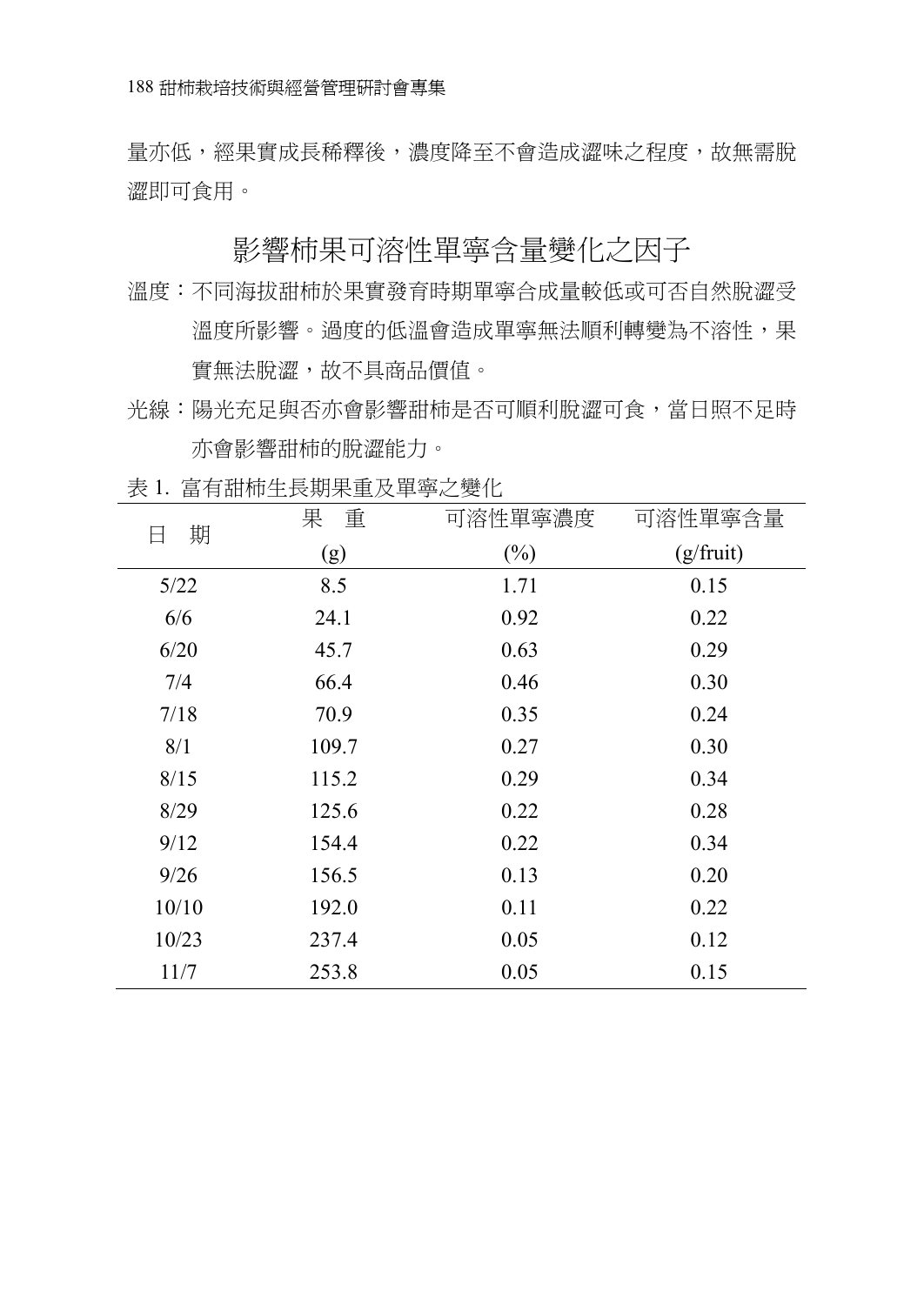量亦低，經果實成長稀釋後，濃度降至不會造成澀味之程度，故無需脫澀即可食用。

## 影響柿果可溶性單寧含量變化之因子

溫度：不同海拔甜柿於果實發育時期單寧合成量較低或可否自然脫澀受溫度所影響。過度的低溫會造成單寧無法順利轉變為不溶性，果實無法脫澀，故不具商品價值。

光線：陽光充足與否亦會影響甜柿是否可順利脫澀可食，當日照不足時亦會影響甜柿的脫澀能力。

表 1. 富有甜柿生長期果重及單寧之變化

| 日　期 | 果　重 (g) | 可溶性單寧濃度 (%) | 可溶性單寧含量 (g/fruit) |
|---|---|---|---|
| 5/22 | 8.5 | 1.71 | 0.15 |
| 6/6 | 24.1 | 0.92 | 0.22 |
| 6/20 | 45.7 | 0.63 | 0.29 |
| 7/4 | 66.4 | 0.46 | 0.30 |
| 7/18 | 70.9 | 0.35 | 0.24 |
| 8/1 | 109.7 | 0.27 | 0.30 |
| 8/15 | 115.2 | 0.29 | 0.34 |
| 8/29 | 125.6 | 0.22 | 0.28 |
| 9/12 | 154.4 | 0.22 | 0.34 |
| 9/26 | 156.5 | 0.13 | 0.20 |
| 10/10 | 192.0 | 0.11 | 0.22 |
| 10/23 | 237.4 | 0.05 | 0.12 |
| 11/7 | 253.8 | 0.05 | 0.15 |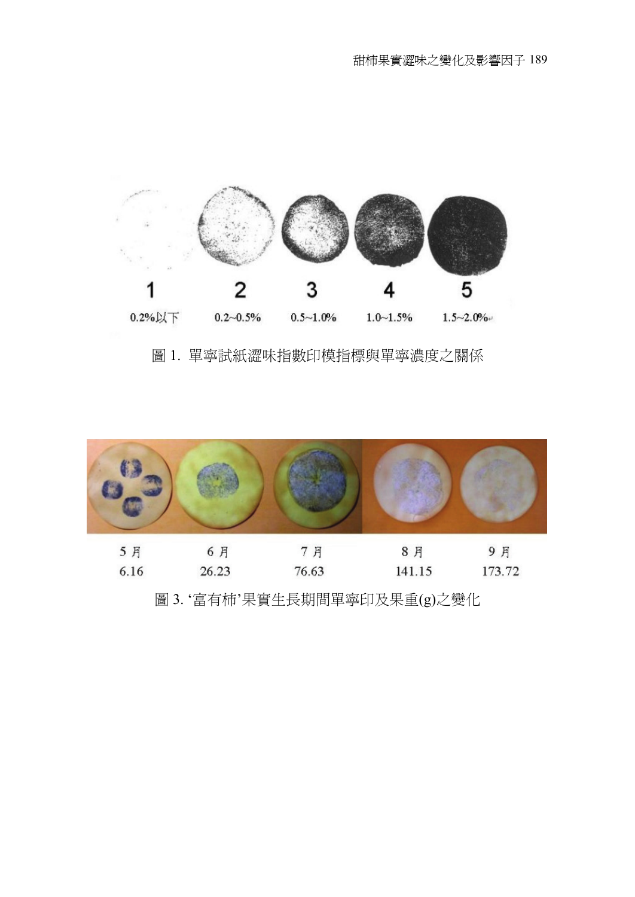1 2 3 4 5

0.2%以下 0.2~0.5% 0.5~1.0% 1.0~1.5% 1.5~2.0%

圖 1. 單寧試紙澀味指數印模指標與單寧濃度之關係

5 月 6 月 7 月 8 月 9 月

6.16 26.23 76.63 141.15 173.72

圖 3. ‘富有柿’果實生長期間單寧印及果重(g)之變化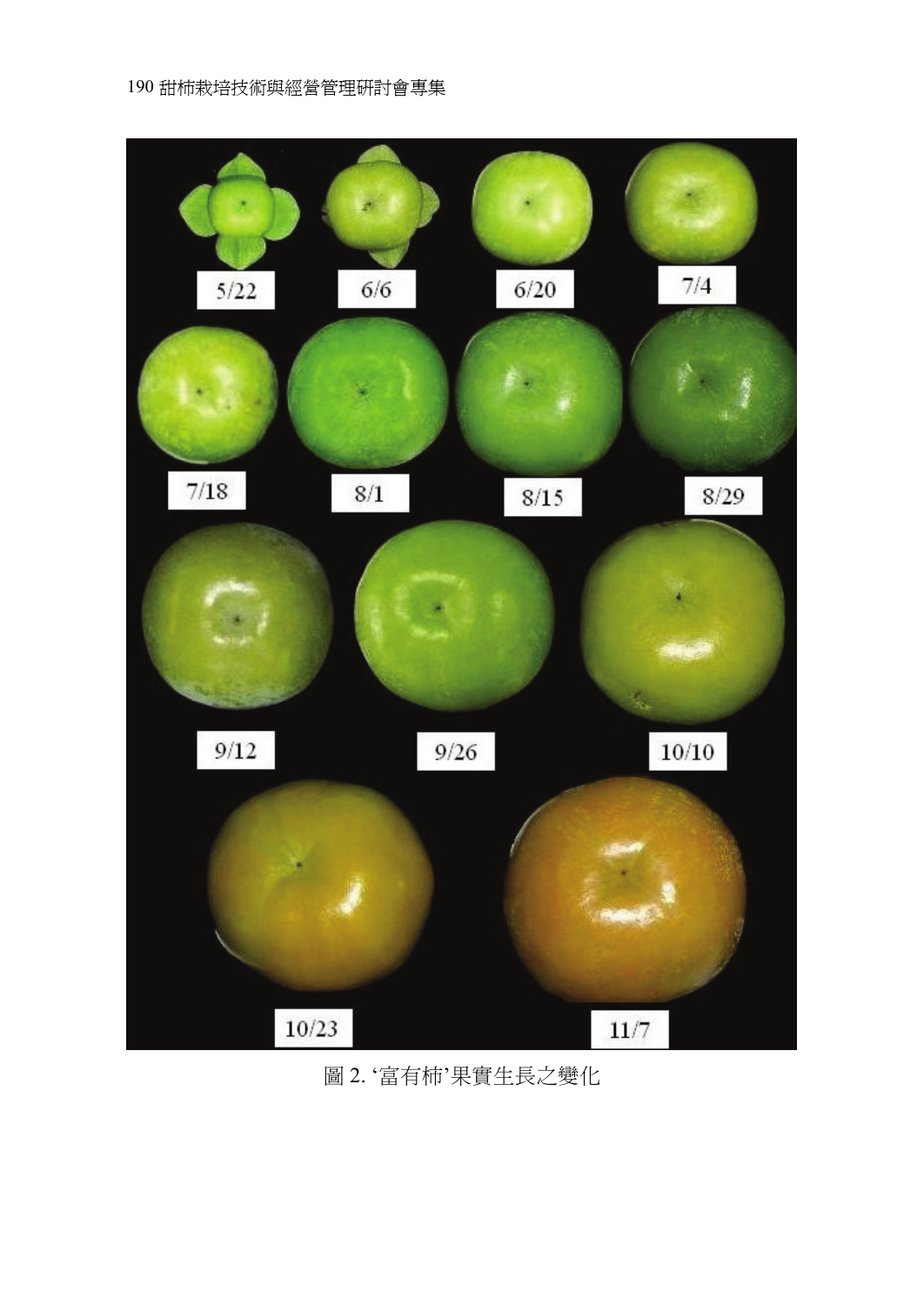5/22 6/6 6/20 7/4

7/18 8/1 8/15 8/29

9/12 9/26 10/10

10/23 11/7

圖 2. ‘富有柿’果實生長之變化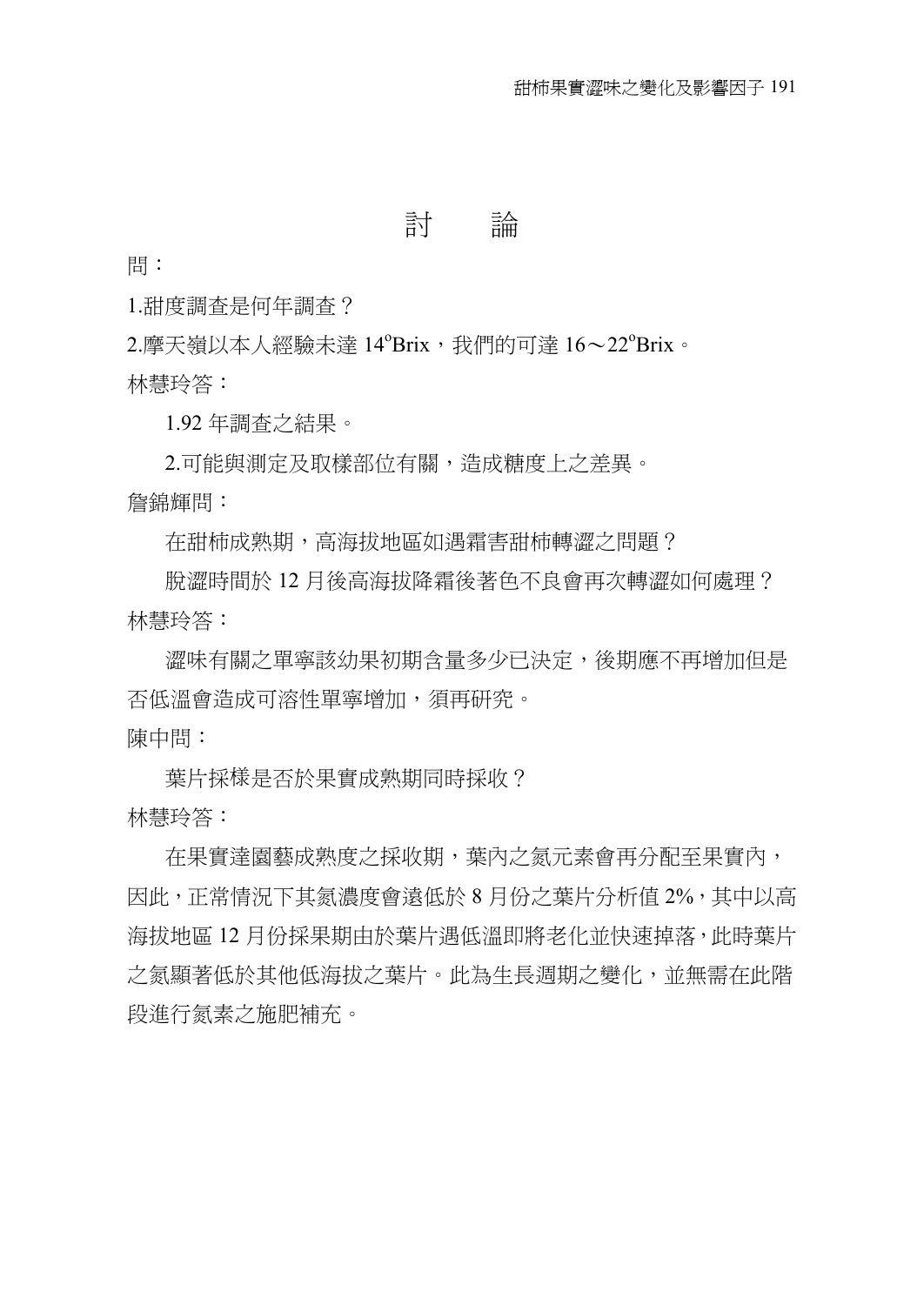# 討　論

問：

1.甜度調查是何年調查？

2.摩天嶺以本人經驗未達 14°Brix，我們的可達 16～22°Brix。

林慧玲答：

1.92 年調查之結果。

2.可能與測定及取樣部位有關，造成糖度上之差異。

詹錦輝問：

在甜柿成熟期，高海拔地區如遇霜害甜柿轉澀之問題？

脫澀時間於 12 月後高海拔降霜後著色不良會再次轉澀如何處理？

林慧玲答：

澀味有關之單寧該幼果初期含量多少已決定，後期應不再增加但是否低溫會造成可溶性單寧增加，須再研究。

陳中問：

葉片採樣是否於果實成熟期同時採收？

林慧玲答：

在果實達園藝成熟度之採收期，葉內之氮元素會再分配至果實內，因此，正常情況下其氮濃度會遠低於 8 月份之葉片分析值 2%，其中以高海拔地區 12 月份採果期由於葉片遇低溫即將老化並快速掉落，此時葉片之氮顯著低於其他低海拔之葉片。此為生長週期之變化，並無需在此階段進行氮素之施肥補充。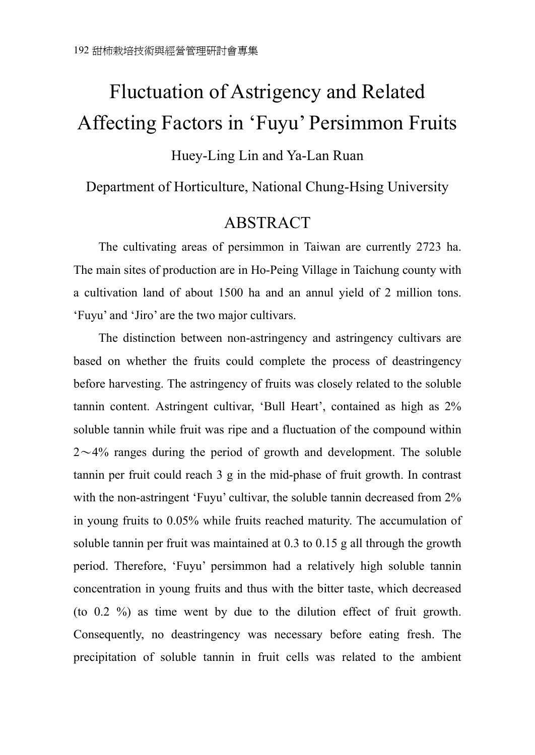# Fluctuation of Astrigency and Related Affecting Factors in ‘Fuyu’ Persimmon Fruits

Huey-Ling Lin and Ya-Lan Ruan

Department of Horticulture, National Chung-Hsing University

## ABSTRACT

The cultivating areas of persimmon in Taiwan are currently 2723 ha. The main sites of production are in Ho-Peing Village in Taichung county with a cultivation land of about 1500 ha and an annul yield of 2 million tons. ‘Fuyu’ and ‘Jiro’ are the two major cultivars.

The distinction between non-astringency and astringency cultivars are based on whether the fruits could complete the process of deastringency before harvesting. The astringency of fruits was closely related to the soluble tannin content. Astringent cultivar, ‘Bull Heart’, contained as high as 2% soluble tannin while fruit was ripe and a fluctuation of the compound within 2～4% ranges during the period of growth and development. The soluble tannin per fruit could reach 3 g in the mid-phase of fruit growth. In contrast with the non-astringent ‘Fuyu’ cultivar, the soluble tannin decreased from 2% in young fruits to 0.05% while fruits reached maturity. The accumulation of soluble tannin per fruit was maintained at 0.3 to 0.15 g all through the growth period. Therefore, ‘Fuyu’ persimmon had a relatively high soluble tannin concentration in young fruits and thus with the bitter taste, which decreased (to 0.2 %) as time went by due to the dilution effect of fruit growth. Consequently, no deastringency was necessary before eating fresh. The precipitation of soluble tannin in fruit cells was related to the ambient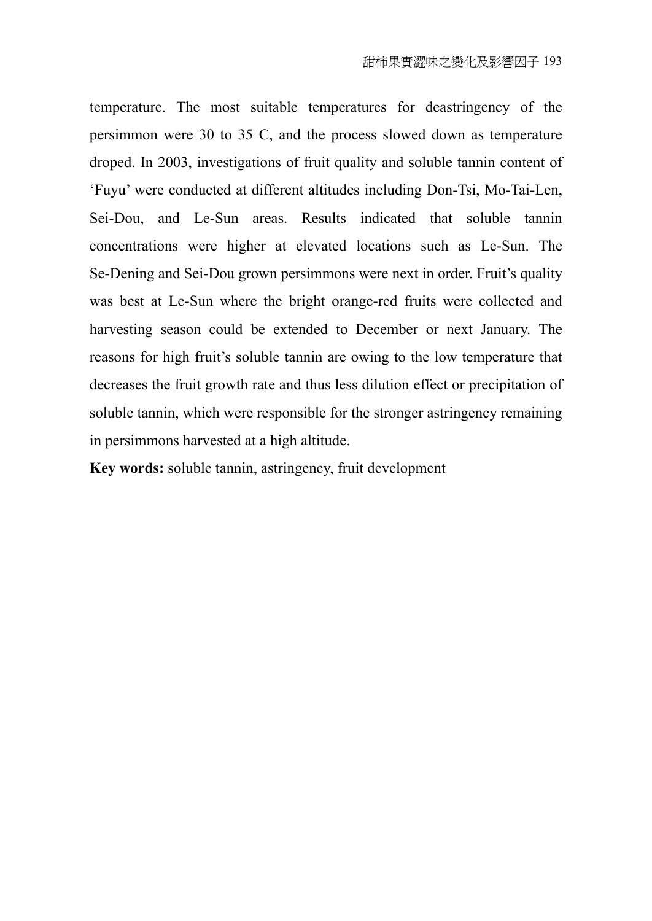temperature. The most suitable temperatures for deastringency of the persimmon were 30 to 35 C, and the process slowed down as temperature droped. In 2003, investigations of fruit quality and soluble tannin content of 'Fuyu' were conducted at different altitudes including Don-Tsi, Mo-Tai-Len, Sei-Dou, and Le-Sun areas. Results indicated that soluble tannin concentrations were higher at elevated locations such as Le-Sun. The Se-Dening and Sei-Dou grown persimmons were next in order. Fruit's quality was best at Le-Sun where the bright orange-red fruits were collected and harvesting season could be extended to December or next January. The reasons for high fruit's soluble tannin are owing to the low temperature that decreases the fruit growth rate and thus less dilution effect or precipitation of soluble tannin, which were responsible for the stronger astringency remaining in persimmons harvested at a high altitude.

**Key words:** soluble tannin, astringency, fruit development